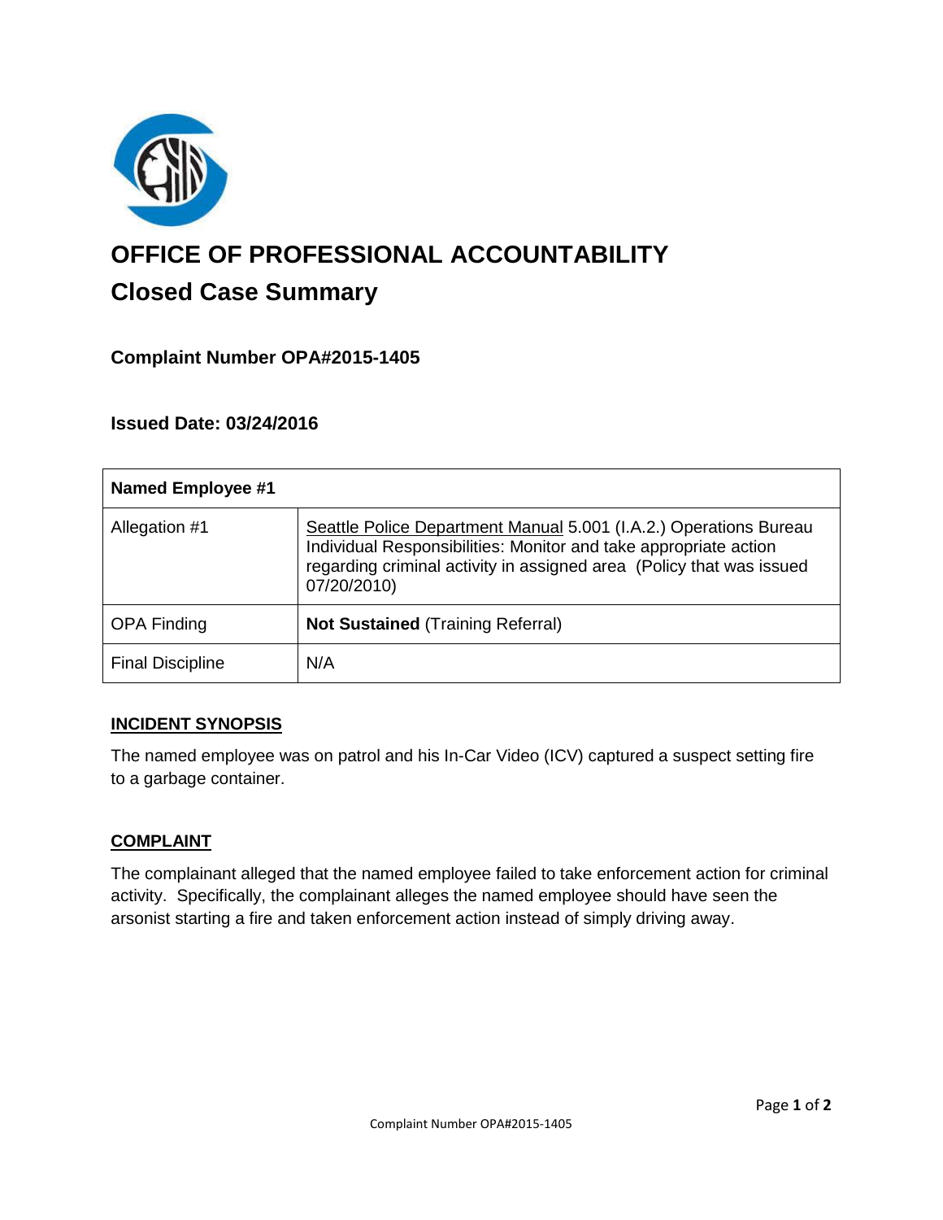# OFFICE OF PROFESSIONAL ACCOUNTABILITY

## Closed Case Summary

### Complaint Number OPA#2015-1405

### Issued Date: 03/24/2016

| **Named Employee #1** | |
|---|---|
| Allegation #1 | Seattle Police Department Manual 5.001 (I.A.2.) Operations Bureau Individual Responsibilities: Monitor and take appropriate action regarding criminal activity in assigned area (Policy that was issued 07/20/2010) |
| OPA Finding | **Not Sustained** (Training Referral) |
| Final Discipline | N/A |

### INCIDENT SYNOPSIS

The named employee was on patrol and his In-Car Video (ICV) captured a suspect setting fire to a garbage container.

### COMPLAINT

The complainant alleged that the named employee failed to take enforcement action for criminal activity. Specifically, the complainant alleges the named employee should have seen the arsonist starting a fire and taken enforcement action instead of simply driving away.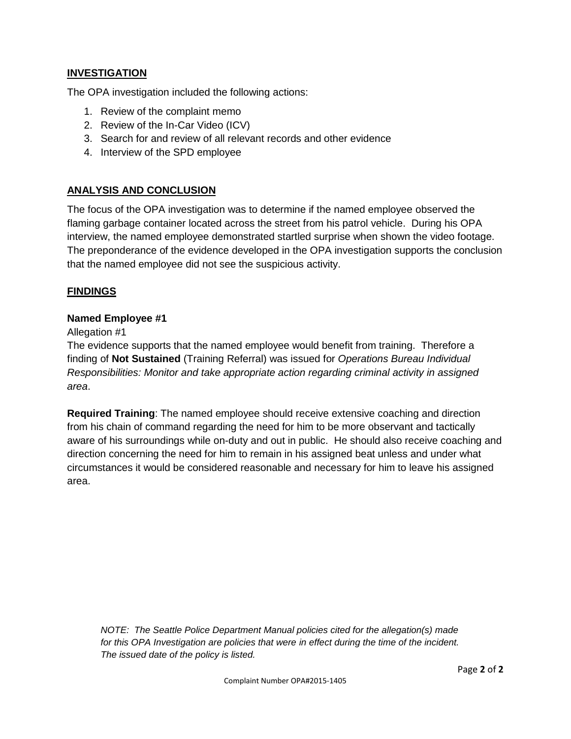## INVESTIGATION

The OPA investigation included the following actions:

1. Review of the complaint memo
2. Review of the In-Car Video (ICV)
3. Search for and review of all relevant records and other evidence
4. Interview of the SPD employee

## ANALYSIS AND CONCLUSION

The focus of the OPA investigation was to determine if the named employee observed the flaming garbage container located across the street from his patrol vehicle. During his OPA interview, the named employee demonstrated startled surprise when shown the video footage. The preponderance of the evidence developed in the OPA investigation supports the conclusion that the named employee did not see the suspicious activity.

## FINDINGS

**Named Employee #1**

Allegation #1

The evidence supports that the named employee would benefit from training. Therefore a finding of **Not Sustained** (Training Referral) was issued for *Operations Bureau Individual Responsibilities: Monitor and take appropriate action regarding criminal activity in assigned area*.

**Required Training**: The named employee should receive extensive coaching and direction from his chain of command regarding the need for him to be more observant and tactically aware of his surroundings while on-duty and out in public. He should also receive coaching and direction concerning the need for him to remain in his assigned beat unless and under what circumstances it would be considered reasonable and necessary for him to leave his assigned area.

*NOTE: The Seattle Police Department Manual policies cited for the allegation(s) made for this OPA Investigation are policies that were in effect during the time of the incident. The issued date of the policy is listed.*

Complaint Number OPA#2015-1405